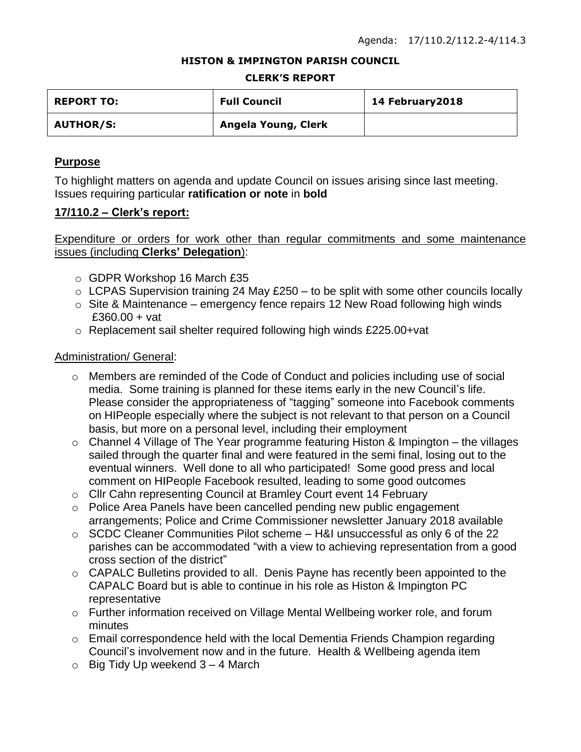Agenda: 17/110.2/112.2-4/114.3

**HISTON & IMPINGTON PARISH COUNCIL**

**CLERK'S REPORT**

| **REPORT TO:** | **Full Council** | **14 February2018** |
|---|---|---|
| **AUTHOR/S:** | **Angela Young, Clerk** | |

## Purpose

To highlight matters on agenda and update Council on issues arising since last meeting. Issues requiring particular **ratification or note** in **bold**

## 17/110.2 – Clerk's report:

Expenditure or orders for work other than regular commitments and some maintenance issues (including **Clerks' Delegation**):

- GDPR Workshop 16 March £35
- LCPAS Supervision training 24 May £250 – to be split with some other councils locally
- Site & Maintenance – emergency fence repairs 12 New Road following high winds £360.00 + vat
- Replacement sail shelter required following high winds £225.00+vat

Administration/ General:

- Members are reminded of the Code of Conduct and policies including use of social media. Some training is planned for these items early in the new Council's life. Please consider the appropriateness of "tagging" someone into Facebook comments on HIPeople especially where the subject is not relevant to that person on a Council basis, but more on a personal level, including their employment
- Channel 4 Village of The Year programme featuring Histon & Impington – the villages sailed through the quarter final and were featured in the semi final, losing out to the eventual winners. Well done to all who participated! Some good press and local comment on HIPeople Facebook resulted, leading to some good outcomes
- Cllr Cahn representing Council at Bramley Court event 14 February
- Police Area Panels have been cancelled pending new public engagement arrangements; Police and Crime Commissioner newsletter January 2018 available
- SCDC Cleaner Communities Pilot scheme – H&I unsuccessful as only 6 of the 22 parishes can be accommodated "with a view to achieving representation from a good cross section of the district"
- CAPALC Bulletins provided to all. Denis Payne has recently been appointed to the CAPALC Board but is able to continue in his role as Histon & Impington PC representative
- Further information received on Village Mental Wellbeing worker role, and forum minutes
- Email correspondence held with the local Dementia Friends Champion regarding Council's involvement now and in the future. Health & Wellbeing agenda item
- Big Tidy Up weekend 3 – 4 March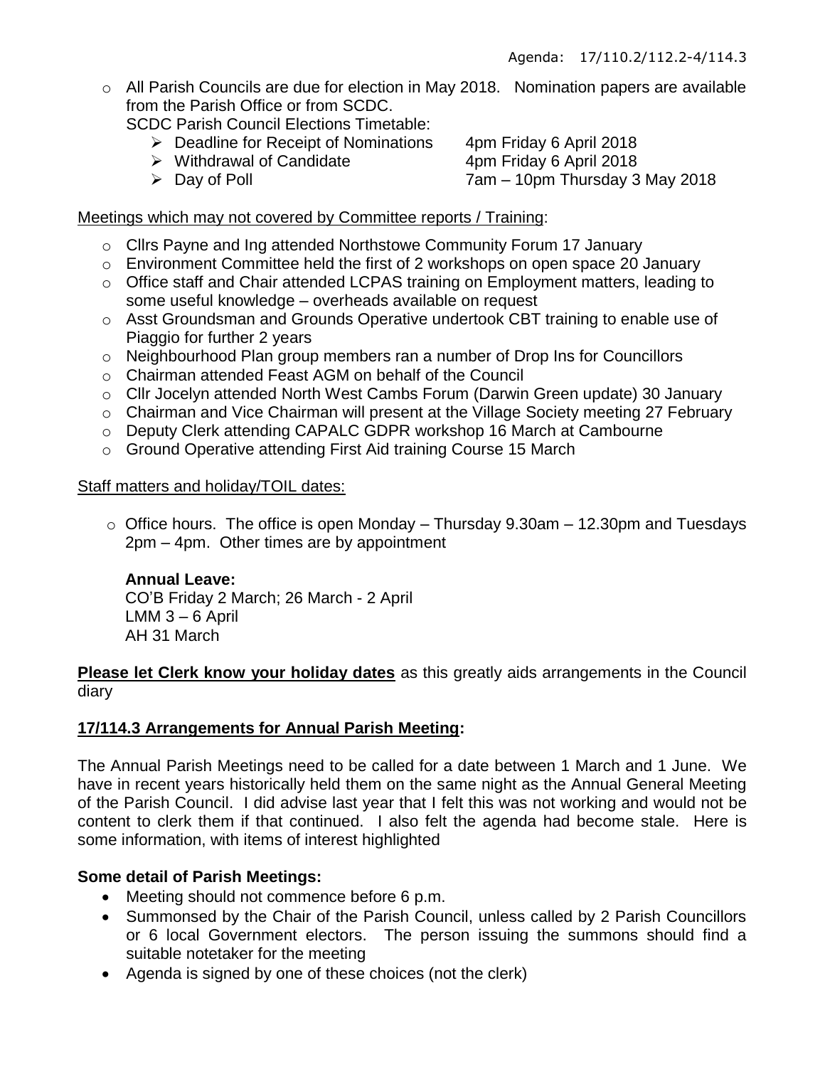- All Parish Councils are due for election in May 2018. Nomination papers are available from the Parish Office or from SCDC.

  SCDC Parish Council Elections Timetable:

  - Deadline for Receipt of Nominations 4pm Friday 6 April 2018
  - Withdrawal of Candidate 4pm Friday 6 April 2018
  - Day of Poll 7am – 10pm Thursday 3 May 2018

Meetings which may not covered by Committee reports / Training:

- Cllrs Payne and Ing attended Northstowe Community Forum 17 January
- Environment Committee held the first of 2 workshops on open space 20 January
- Office staff and Chair attended LCPAS training on Employment matters, leading to some useful knowledge – overheads available on request
- Asst Groundsman and Grounds Operative undertook CBT training to enable use of Piaggio for further 2 years
- Neighbourhood Plan group members ran a number of Drop Ins for Councillors
- Chairman attended Feast AGM on behalf of the Council
- Cllr Jocelyn attended North West Cambs Forum (Darwin Green update) 30 January
- Chairman and Vice Chairman will present at the Village Society meeting 27 February
- Deputy Clerk attending CAPALC GDPR workshop 16 March at Cambourne
- Ground Operative attending First Aid training Course 15 March

Staff matters and holiday/TOIL dates:

- Office hours. The office is open Monday – Thursday 9.30am – 12.30pm and Tuesdays 2pm – 4pm. Other times are by appointment

  **Annual Leave:**
  CO'B Friday 2 March; 26 March - 2 April
  LMM 3 – 6 April
  AH 31 March

**Please let Clerk know your holiday dates** as this greatly aids arrangements in the Council diary

**17/114.3 Arrangements for Annual Parish Meeting:**

The Annual Parish Meetings need to be called for a date between 1 March and 1 June. We have in recent years historically held them on the same night as the Annual General Meeting of the Parish Council. I did advise last year that I felt this was not working and would not be content to clerk them if that continued. I also felt the agenda had become stale. Here is some information, with items of interest highlighted

**Some detail of Parish Meetings:**

- Meeting should not commence before 6 p.m.
- Summonsed by the Chair of the Parish Council, unless called by 2 Parish Councillors or 6 local Government electors. The person issuing the summons should find a suitable notetaker for the meeting
- Agenda is signed by one of these choices (not the clerk)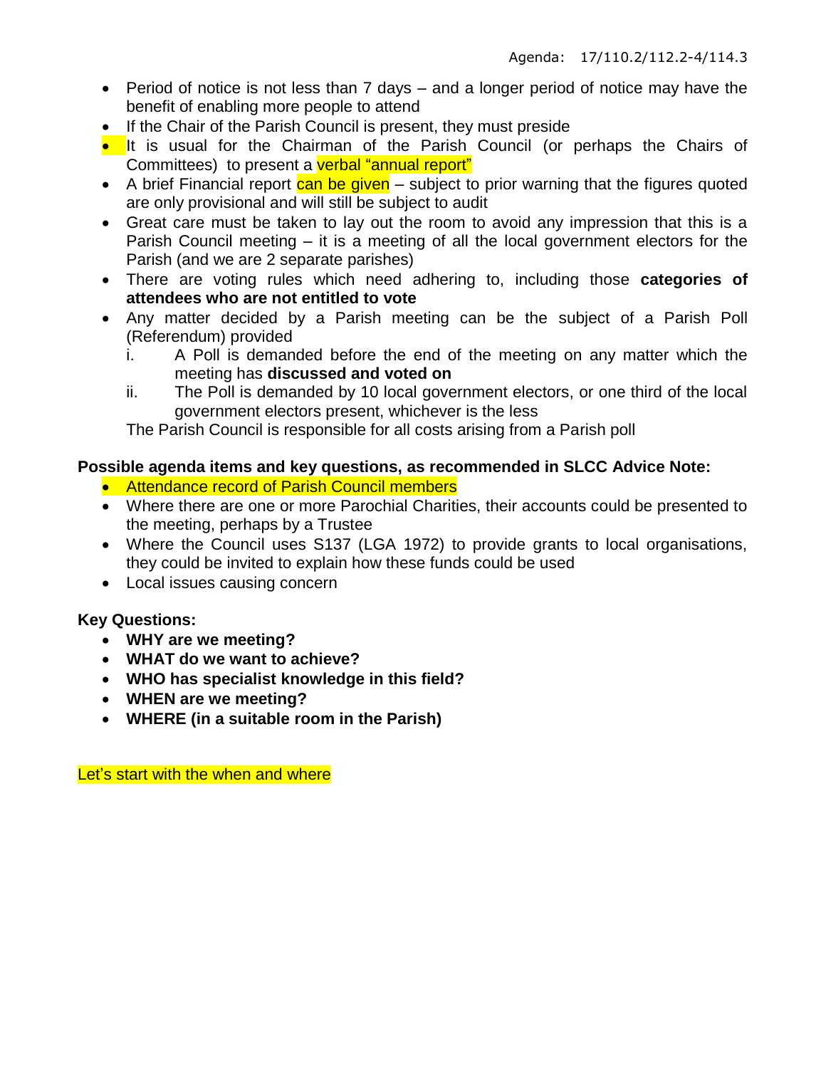- Period of notice is not less than 7 days – and a longer period of notice may have the benefit of enabling more people to attend
- If the Chair of the Parish Council is present, they must preside
- It is usual for the Chairman of the Parish Council (or perhaps the Chairs of Committees) to present a verbal "annual report"
- A brief Financial report can be given – subject to prior warning that the figures quoted are only provisional and will still be subject to audit
- Great care must be taken to lay out the room to avoid any impression that this is a Parish Council meeting – it is a meeting of all the local government electors for the Parish (and we are 2 separate parishes)
- There are voting rules which need adhering to, including those **categories of attendees who are not entitled to vote**
- Any matter decided by a Parish meeting can be the subject of a Parish Poll (Referendum) provided
  - i. A Poll is demanded before the end of the meeting on any matter which the meeting has **discussed and voted on**
  - ii. The Poll is demanded by 10 local government electors, or one third of the local government electors present, whichever is the less

  The Parish Council is responsible for all costs arising from a Parish poll

**Possible agenda items and key questions, as recommended in SLCC Advice Note:**

- Attendance record of Parish Council members
- Where there are one or more Parochial Charities, their accounts could be presented to the meeting, perhaps by a Trustee
- Where the Council uses S137 (LGA 1972) to provide grants to local organisations, they could be invited to explain how these funds could be used
- Local issues causing concern

**Key Questions:**

- **WHY are we meeting?**
- **WHAT do we want to achieve?**
- **WHO has specialist knowledge in this field?**
- **WHEN are we meeting?**
- **WHERE (in a suitable room in the Parish)**

Let's start with the when and where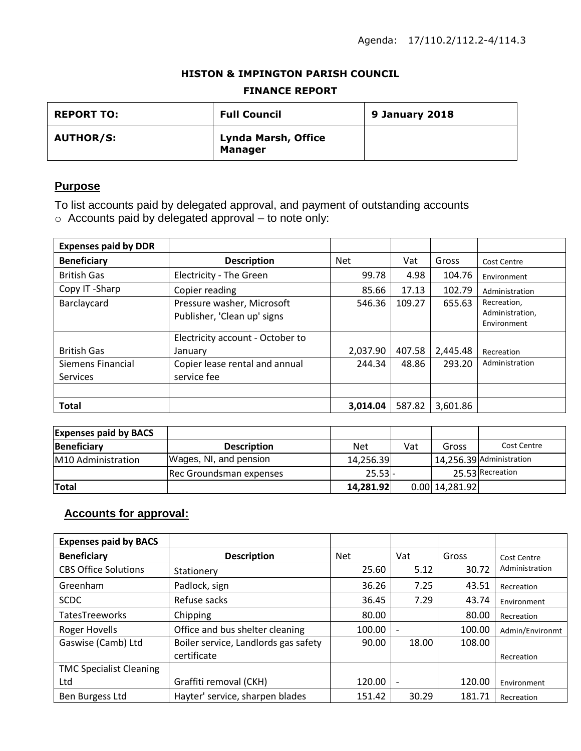Agenda: 17/110.2/112.2-4/114.3

**HISTON & IMPINGTON PARISH COUNCIL**

**FINANCE REPORT**

| **REPORT TO:** | **Full Council** | **9 January 2018** |
|---|---|---|
| **AUTHOR/S:** | **Lynda Marsh, Office Manager** | |

## Purpose

To list accounts paid by delegated approval, and payment of outstanding accounts

- Accounts paid by delegated approval – to note only:

| **Expenses paid by DDR** | | | | | |
|---|---|---|---|---|---|
| **Beneficiary** | **Description** | Net | Vat | Gross | Cost Centre |
| British Gas | Electricity - The Green | 99.78 | 4.98 | 104.76 | Environment |
| Copy IT -Sharp | Copier reading | 85.66 | 17.13 | 102.79 | Administration |
| Barclaycard | Pressure washer, Microsoft Publisher, 'Clean up' signs | 546.36 | 109.27 | 655.63 | Recreation, Administration, Environment |
| British Gas | Electricity account - October to January | 2,037.90 | 407.58 | 2,445.48 | Recreation |
| Siemens Financial Services | Copier lease rental and annual service fee | 244.34 | 48.86 | 293.20 | Administration |
| | | | | | |
| **Total** | | **3,014.04** | 587.82 | 3,601.86 | |

| **Expenses paid by BACS** | | | | | |
|---|---|---|---|---|---|
| **Beneficiary** | **Description** | Net | Vat | Gross | Cost Centre |
| M10 Administration | Wages, NI, and pension | 14,256.39 | | 14,256.39 | Administration |
| | Rec Groundsman expenses | 25.53 | - | 25.53 | Recreation |
| **Total** | | **14,281.92** | 0.00 | 14,281.92 | |

## Accounts for approval:

| **Expenses paid by BACS** | | | | | |
|---|---|---|---|---|---|
| **Beneficiary** | **Description** | Net | Vat | Gross | Cost Centre |
| CBS Office Solutions | Stationery | 25.60 | 5.12 | 30.72 | Administration |
| Greenham | Padlock, sign | 36.26 | 7.25 | 43.51 | Recreation |
| SCDC | Refuse sacks | 36.45 | 7.29 | 43.74 | Environment |
| TatesTreeworks | Chipping | 80.00 | | 80.00 | Recreation |
| Roger Hovells | Office and bus shelter cleaning | 100.00 | - | 100.00 | Admin/Environmt |
| Gaswise (Camb) Ltd | Boiler service, Landlords gas safety certificate | 90.00 | 18.00 | 108.00 | Recreation |
| TMC Specialist Cleaning Ltd | Graffiti removal (CKH) | 120.00 | - | 120.00 | Environment |
| Ben Burgess Ltd | Hayter' service, sharpen blades | 151.42 | 30.29 | 181.71 | Recreation |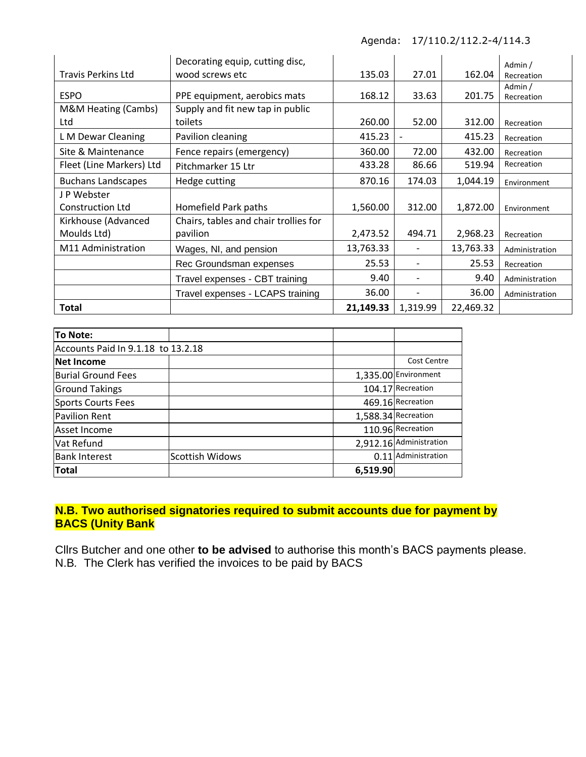Agenda: 17/110.2/112.2-4/114.3

| | | | | | |
|---|---|---|---|---|---|
| Travis Perkins Ltd | Decorating equip, cutting disc, wood screws etc | 135.03 | 27.01 | 162.04 | Admin / Recreation |
| ESPO | PPE equipment, aerobics mats | 168.12 | 33.63 | 201.75 | Admin / Recreation |
| M&M Heating (Cambs) Ltd | Supply and fit new tap in public toilets | 260.00 | 52.00 | 312.00 | Recreation |
| L M Dewar Cleaning | Pavilion cleaning | 415.23 | - | 415.23 | Recreation |
| Site & Maintenance | Fence repairs (emergency) | 360.00 | 72.00 | 432.00 | Recreation |
| Fleet (Line Markers) Ltd | Pitchmarker 15 Ltr | 433.28 | 86.66 | 519.94 | Recreation |
| Buchans Landscapes | Hedge cutting | 870.16 | 174.03 | 1,044.19 | Environment |
| J P Webster Construction Ltd | Homefield Park paths | 1,560.00 | 312.00 | 1,872.00 | Environment |
| Kirkhouse (Advanced Moulds Ltd) | Chairs, tables and chair trollies for pavilion | 2,473.52 | 494.71 | 2,968.23 | Recreation |
| M11 Administration | Wages, NI, and pension | 13,763.33 | - | 13,763.33 | Administration |
| | Rec Groundsman expenses | 25.53 | - | 25.53 | Recreation |
| | Travel expenses - CBT training | 9.40 | - | 9.40 | Administration |
| | Travel expenses - LCAPS training | 36.00 | - | 36.00 | Administration |
| **Total** | | **21,149.33** | 1,319.99 | 22,469.32 | |

| **To Note:** | | | |
|---|---|---|---|
| Accounts Paid In 9.1.18 to 13.2.18 | | | |
| **Net Income** | | | Cost Centre |
| Burial Ground Fees | | 1,335.00 | Environment |
| Ground Takings | | 104.17 | Recreation |
| Sports Courts Fees | | 469.16 | Recreation |
| Pavilion Rent | | 1,588.34 | Recreation |
| Asset Income | | 110.96 | Recreation |
| Vat Refund | | 2,912.16 | Administration |
| Bank Interest | Scottish Widows | 0.11 | Administration |
| **Total** | | **6,519.90** | |

**N.B. Two authorised signatories required to submit accounts due for payment by BACS (Unity Bank**

Cllrs Butcher and one other **to be advised** to authorise this month's BACS payments please.
N.B. The Clerk has verified the invoices to be paid by BACS